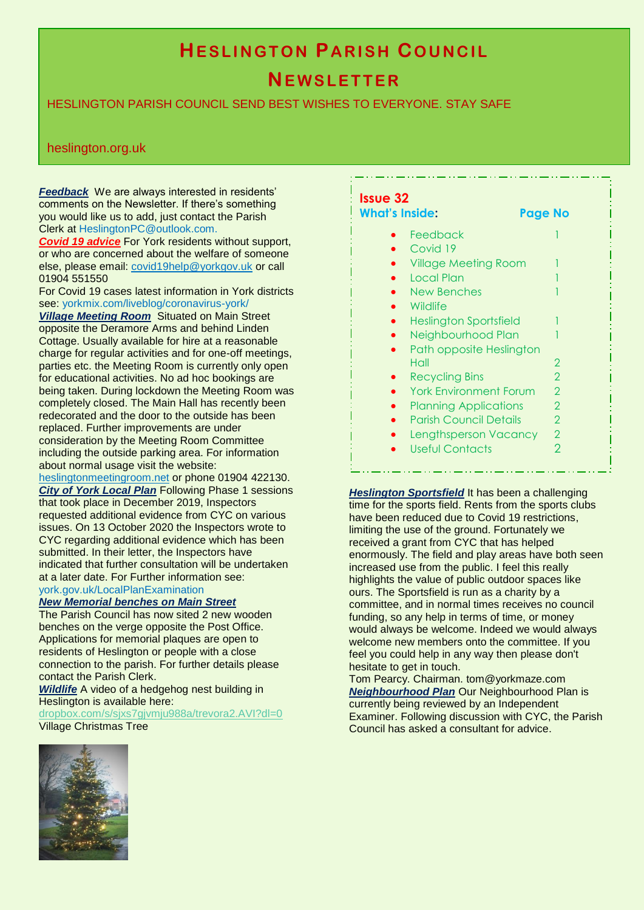# HESLINGTON PARISH COUNCIL

# NEWSLETTER

HESLINGTON PARISH COUNCIL SEND BEST WISHES TO EVERYONE. STAY SAFE

heslington.org.uk

***Feedback*** We are always interested in residents' comments on the Newsletter. If there's something you would like us to add, just contact the Parish Clerk at HeslingtonPC@outlook.com.

***Covid 19 advice*** For York residents without support, or who are concerned about the welfare of someone else, please email: covid19help@yorkgov.uk or call 01904 551550

For Covid 19 cases latest information in York districts see: yorkmix.com/liveblog/coronavirus-york/

***Village Meeting Room*** Situated on Main Street opposite the Deramore Arms and behind Linden Cottage. Usually available for hire at a reasonable charge for regular activities and for one-off meetings, parties etc. the Meeting Room is currently only open for educational activities. No ad hoc bookings are being taken. During lockdown the Meeting Room was completely closed. The Main Hall has recently been redecorated and the door to the outside has been replaced. Further improvements are under consideration by the Meeting Room Committee including the outside parking area. For information about normal usage visit the website: heslingtonmeetingroom.net or phone 01904 422130.

***City of York Local Plan*** Following Phase 1 sessions that took place in December 2019, Inspectors requested additional evidence from CYC on various issues. On 13 October 2020 the Inspectors wrote to CYC regarding additional evidence which has been submitted. In their letter, the Inspectors have indicated that further consultation will be undertaken at a later date. For Further information see: york.gov.uk/LocalPlanExamination

***New Memorial benches on Main Street***

The Parish Council has now sited 2 new wooden benches on the verge opposite the Post Office. Applications for memorial plaques are open to residents of Heslington or people with a close connection to the parish. For further details please contact the Parish Clerk.

***Wildlife*** A video of a hedgehog nest building in Heslington is available here: dropbox.com/s/sjxs7gjvmju988a/trevora2.AVI?dl=0

Village Christmas Tree

**Issue 32**

| **What's Inside:** | **Page No** |
| --- | --- |
| Feedback | 1 |
| Covid 19 | |
| Village Meeting Room | 1 |
| Local Plan | 1 |
| New Benches | 1 |
| Wildlife | |
| Heslington Sportsfield | 1 |
| Neighbourhood Plan | 1 |
| Path opposite Heslington Hall | 2 |
| Recycling Bins | 2 |
| York Environment Forum | 2 |
| Planning Applications | 2 |
| Parish Council Details | 2 |
| Lengthsperson Vacancy | 2 |
| Useful Contacts | 2 |

***Heslington Sportsfield*** It has been a challenging time for the sports field. Rents from the sports clubs have been reduced due to Covid 19 restrictions, limiting the use of the ground. Fortunately we received a grant from CYC that has helped enormously. The field and play areas have both seen increased use from the public. I feel this really highlights the value of public outdoor spaces like ours. The Sportsfield is run as a charity by a committee, and in normal times receives no council funding, so any help in terms of time, or money would always be welcome. Indeed we would always welcome new members onto the committee. If you feel you could help in any way then please don't hesitate to get in touch.

Tom Pearcy. Chairman. tom@yorkmaze.com

***Neighbourhood Plan*** Our Neighbourhood Plan is currently being reviewed by an Independent Examiner. Following discussion with CYC, the Parish Council has asked a consultant for advice.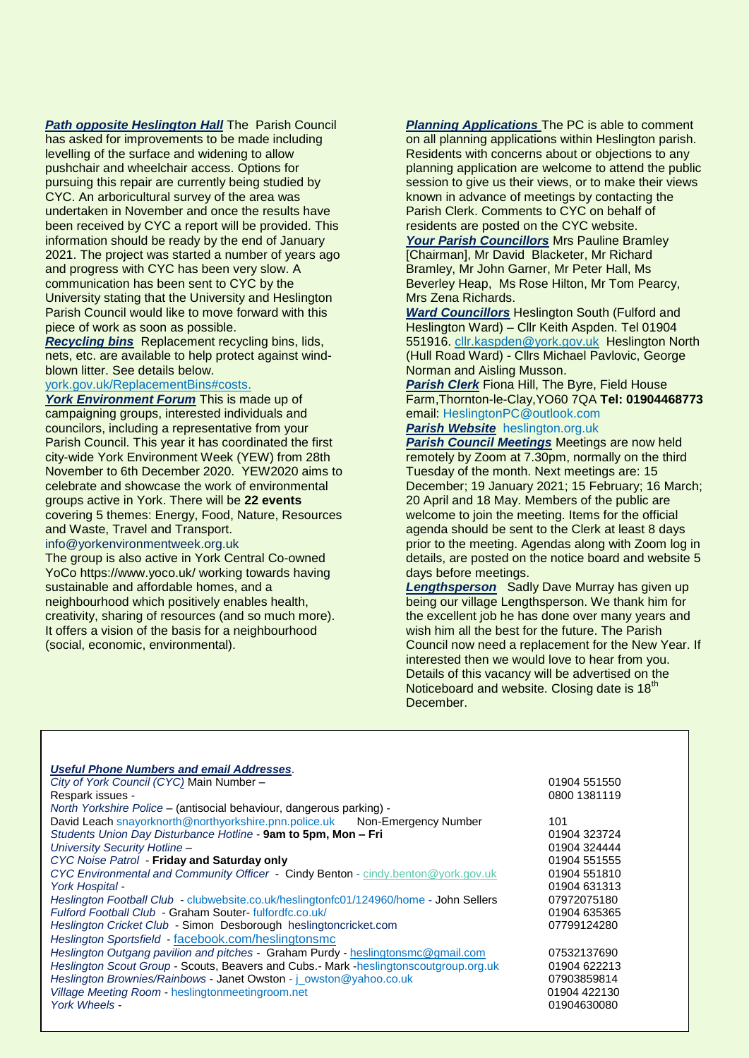***Path opposite Heslington Hall*** The Parish Council has asked for improvements to be made including levelling of the surface and widening to allow pushchair and wheelchair access. Options for pursuing this repair are currently being studied by CYC. An arboricultural survey of the area was undertaken in November and once the results have been received by CYC a report will be provided. This information should be ready by the end of January 2021. The project was started a number of years ago and progress with CYC has been very slow. A communication has been sent to CYC by the University stating that the University and Heslington Parish Council would like to move forward with this piece of work as soon as possible.

***Recycling bins*** Replacement recycling bins, lids, nets, etc. are available to help protect against wind-blown litter. See details below.
york.gov.uk/ReplacementBins#costs.

***York Environment Forum*** This is made up of campaigning groups, interested individuals and councilors, including a representative from your Parish Council. This year it has coordinated the first city-wide York Environment Week (YEW) from 28th November to 6th December 2020. YEW2020 aims to celebrate and showcase the work of environmental groups active in York. There will be **22 events** covering 5 themes: Energy, Food, Nature, Resources and Waste, Travel and Transport.
info@yorkenvironmentweek.org.uk

The group is also active in York Central Co-owned YoCo https://www.yoco.uk/ working towards having sustainable and affordable homes, and a neighbourhood which positively enables health, creativity, sharing of resources (and so much more). It offers a vision of the basis for a neighbourhood (social, economic, environmental).

***Planning Applications*** The PC is able to comment on all planning applications within Heslington parish. Residents with concerns about or objections to any planning application are welcome to attend the public session to give us their views, or to make their views known in advance of meetings by contacting the Parish Clerk. Comments to CYC on behalf of residents are posted on the CYC website.

***Your Parish Councillors*** Mrs Pauline Bramley [Chairman], Mr David Blacketer, Mr Richard Bramley, Mr John Garner, Mr Peter Hall, Ms Beverley Heap, Ms Rose Hilton, Mr Tom Pearcy, Mrs Zena Richards.

***Ward Councillors*** Heslington South (Fulford and Heslington Ward) – Cllr Keith Aspden. Tel 01904 551916. cllr.kaspden@york.gov.uk Heslington North (Hull Road Ward) - Cllrs Michael Pavlovic, George Norman and Aisling Musson.

***Parish Clerk*** Fiona Hill, The Byre, Field House Farm,Thornton-le-Clay,YO60 7QA **Tel: 01904468773** email: HeslingtonPC@outlook.com

***Parish Website*** heslington.org.uk

***Parish Council Meetings*** Meetings are now held remotely by Zoom at 7.30pm, normally on the third Tuesday of the month. Next meetings are: 15 December; 19 January 2021; 15 February; 16 March; 20 April and 18 May. Members of the public are welcome to join the meeting. Items for the official agenda should be sent to the Clerk at least 8 days prior to the meeting. Agendas along with Zoom log in details, are posted on the notice board and website 5 days before meetings.

***Lengthsperson*** Sadly Dave Murray has given up being our village Lengthsperson. We thank him for the excellent job he has done over many years and wish him all the best for the future. The Parish Council now need a replacement for the New Year. If interested then we would love to hear from you. Details of this vacancy will be advertised on the Noticeboard and website. Closing date is 18th December.

***Useful Phone Numbers and email Addresses***.

| | |
|---|---|
| *City of York Council (CYC)* Main Number – | 01904 551550 |
| Respark issues - | 0800 1381119 |
| *North Yorkshire Police* – (antisocial behaviour, dangerous parking) - | |
| David Leach snayorknorth@northyorkshire.pnn.police.uk Non-Emergency Number | 101 |
| *Students Union Day Disturbance Hotline* - **9am to 5pm, Mon – Fri** | 01904 323724 |
| *University Security Hotline* – | 01904 324444 |
| *CYC Noise Patrol* - **Friday and Saturday only** | 01904 551555 |
| *CYC Environmental and Community Officer* - Cindy Benton - cindy.benton@york.gov.uk | 01904 551810 |
| *York Hospital* - | 01904 631313 |
| *Heslington Football Club* - clubwebsite.co.uk/heslingtonfc01/124960/home - John Sellers | 07972075180 |
| *Fulford Football Club* - Graham Souter- fulfordfc.co.uk/ | 01904 635365 |
| *Heslington Cricket Club* - Simon Desborough heslingtoncricket.com | 07799124280 |
| *Heslington Sportsfield* - facebook.com/heslingtonsmc | |
| *Heslington Outgang pavilion and pitches* - Graham Purdy - heslingtonsmc@gmail.com | 07532137690 |
| *Heslington Scout Group* - Scouts, Beavers and Cubs.- Mark -heslingtonscoutgroup.org.uk | 01904 622213 |
| *Heslington Brownies/Rainbows* - Janet Owston - j_owston@yahoo.co.uk | 07903859814 |
| *Village Meeting Room* - heslingtonmeetingroom.net | 01904 422130 |
| *York Wheels* - | 01904630080 |